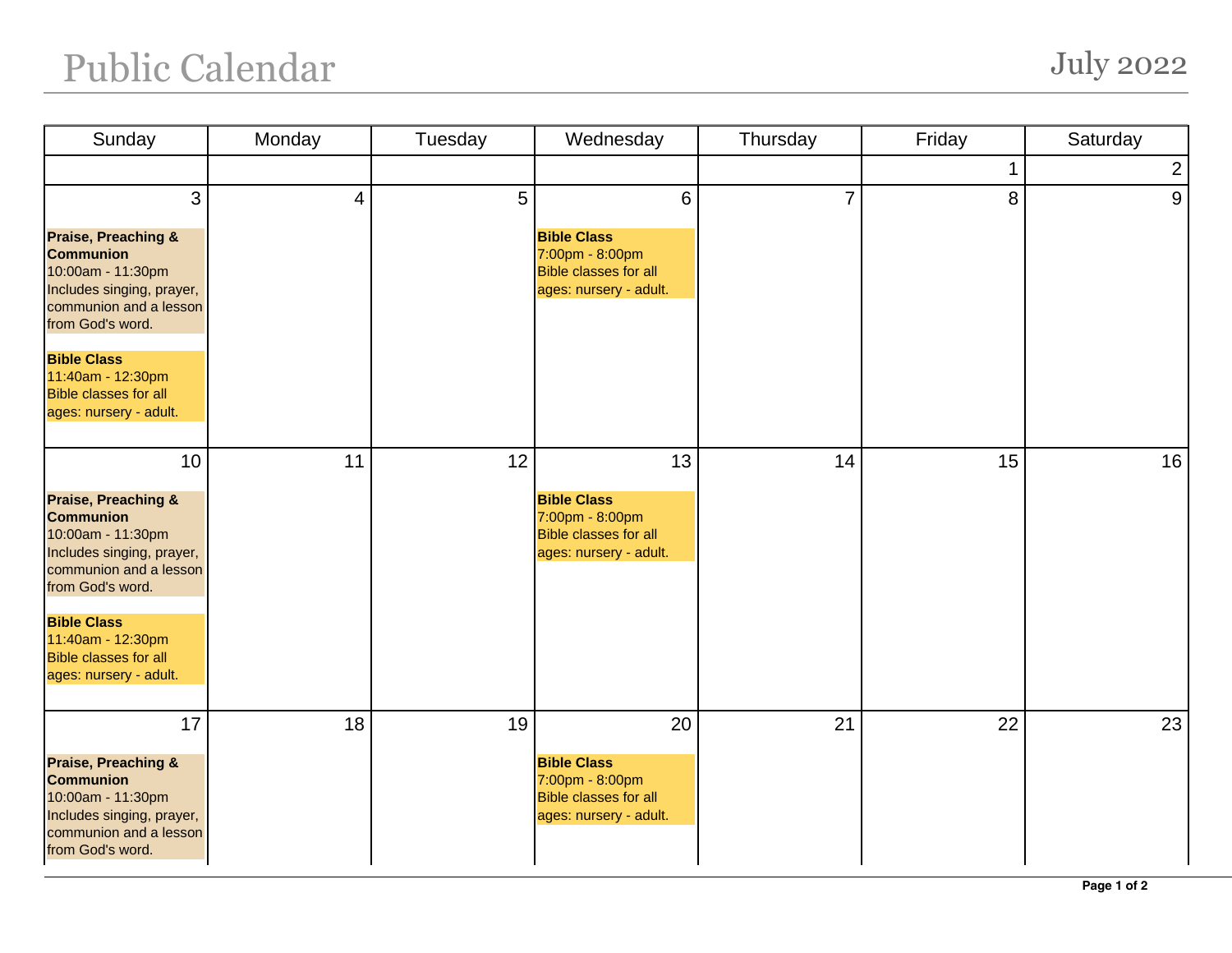# Public Calendar

## July 2022

| Sunday | Monday | Tuesday | Wednesday | Thursday | Friday | Saturday |
|---|---|---|---|---|---|---|
| | | | | | 1 | 2 |
| 3<br><br>**Praise, Preaching & Communion**<br>10:00am - 11:30pm<br>Includes singing, prayer, communion and a lesson from God's word.<br><br>**Bible Class**<br>11:40am - 12:30pm<br>Bible classes for all ages: nursery - adult. | 4 | 5 | 6<br><br>**Bible Class**<br>7:00pm - 8:00pm<br>Bible classes for all ages: nursery - adult. | 7 | 8 | 9 |
| 10<br><br>**Praise, Preaching & Communion**<br>10:00am - 11:30pm<br>Includes singing, prayer, communion and a lesson from God's word.<br><br>**Bible Class**<br>11:40am - 12:30pm<br>Bible classes for all ages: nursery - adult. | 11 | 12 | 13<br><br>**Bible Class**<br>7:00pm - 8:00pm<br>Bible classes for all ages: nursery - adult. | 14 | 15 | 16 |
| 17<br><br>**Praise, Preaching & Communion**<br>10:00am - 11:30pm<br>Includes singing, prayer, communion and a lesson from God's word. | 18 | 19 | 20<br><br>**Bible Class**<br>7:00pm - 8:00pm<br>Bible classes for all ages: nursery - adult. | 21 | 22 | 23 |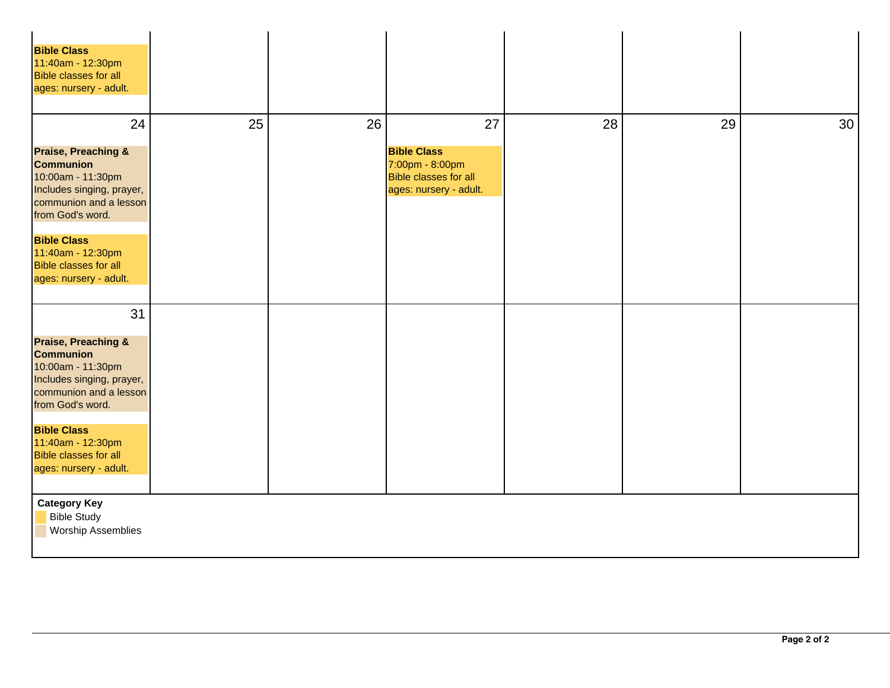| | | | | | | |
|---|---|---|---|---|---|---|
| **Bible Class** 11:40am - 12:30pm Bible classes for all ages: nursery - adult. | | | | | | |
| 24 **Praise, Preaching & Communion** 10:00am - 11:30pm Includes singing, prayer, communion and a lesson from God's word. **Bible Class** 11:40am - 12:30pm Bible classes for all ages: nursery - adult. | 25 | 26 | 27 **Bible Class** 7:00pm - 8:00pm Bible classes for all ages: nursery - adult. | 28 | 29 | 30 |
| 31 **Praise, Preaching & Communion** 10:00am - 11:30pm Includes singing, prayer, communion and a lesson from God's word. **Bible Class** 11:40am - 12:30pm Bible classes for all ages: nursery - adult. | | | | | | |

**Category Key**

- Bible Study
- Worship Assemblies